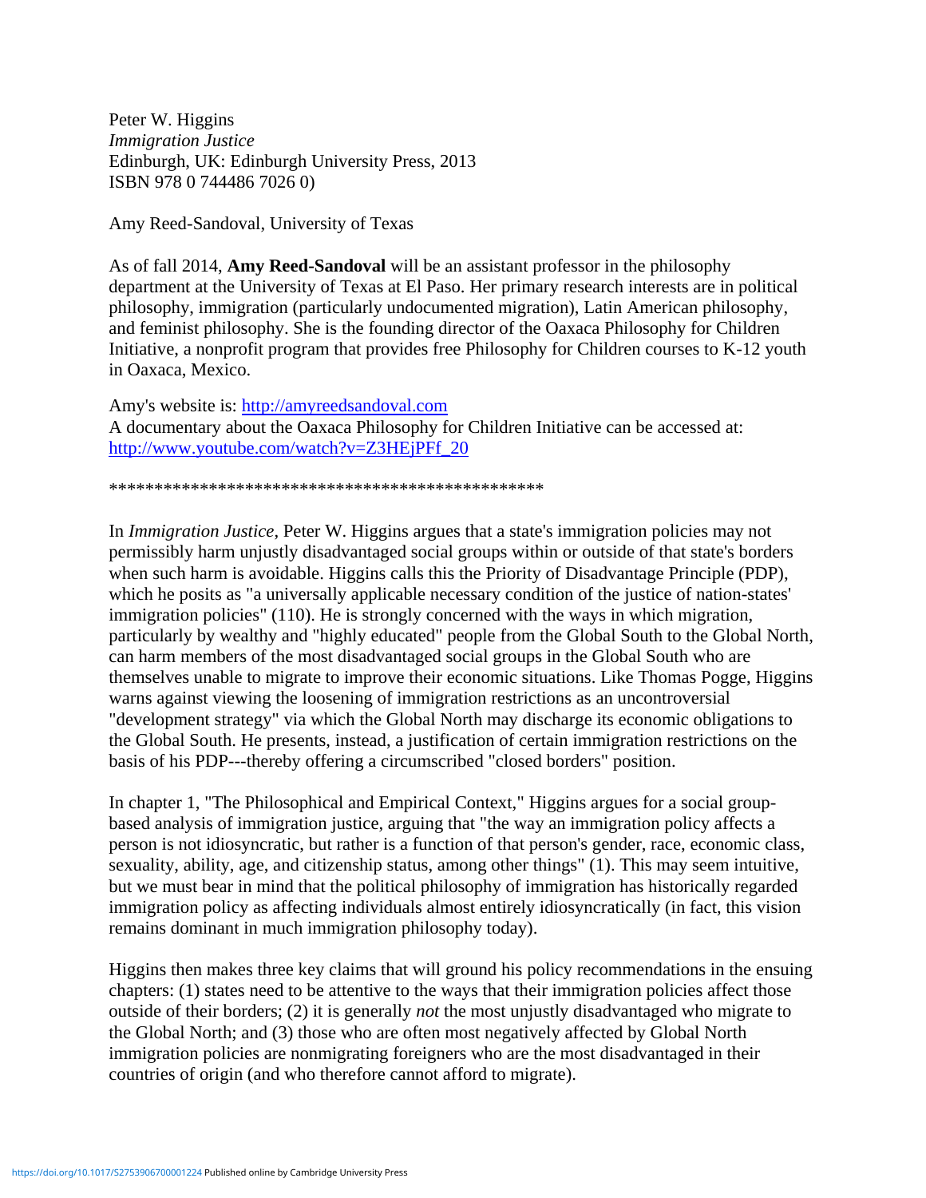Peter W. Higgins  
*Immigration Justice*  
Edinburgh, UK: Edinburgh University Press, 2013  
ISBN 978 0 744486 7026 0)

Amy Reed-Sandoval, University of Texas

As of fall 2014, **Amy Reed-Sandoval** will be an assistant professor in the philosophy department at the University of Texas at El Paso. Her primary research interests are in political philosophy, immigration (particularly undocumented migration), Latin American philosophy, and feminist philosophy. She is the founding director of the Oaxaca Philosophy for Children Initiative, a nonprofit program that provides free Philosophy for Children courses to K-12 youth in Oaxaca, Mexico.

Amy's website is: [http://amyreedsandoval.com](http://amyreedsandoval.com)  
A documentary about the Oaxaca Philosophy for Children Initiative can be accessed at: [http://www.youtube.com/watch?v=Z3HEjPFf_20](http://www.youtube.com/watch?v=Z3HEjPFf_20)

************************************************

In *Immigration Justice*, Peter W. Higgins argues that a state's immigration policies may not permissibly harm unjustly disadvantaged social groups within or outside of that state's borders when such harm is avoidable. Higgins calls this the Priority of Disadvantage Principle (PDP), which he posits as "a universally applicable necessary condition of the justice of nation-states' immigration policies" (110). He is strongly concerned with the ways in which migration, particularly by wealthy and "highly educated" people from the Global South to the Global North, can harm members of the most disadvantaged social groups in the Global South who are themselves unable to migrate to improve their economic situations. Like Thomas Pogge, Higgins warns against viewing the loosening of immigration restrictions as an uncontroversial "development strategy" via which the Global North may discharge its economic obligations to the Global South. He presents, instead, a justification of certain immigration restrictions on the basis of his PDP---thereby offering a circumscribed "closed borders" position.

In chapter 1, "The Philosophical and Empirical Context," Higgins argues for a social group-based analysis of immigration justice, arguing that "the way an immigration policy affects a person is not idiosyncratic, but rather is a function of that person's gender, race, economic class, sexuality, ability, age, and citizenship status, among other things" (1). This may seem intuitive, but we must bear in mind that the political philosophy of immigration has historically regarded immigration policy as affecting individuals almost entirely idiosyncratically (in fact, this vision remains dominant in much immigration philosophy today).

Higgins then makes three key claims that will ground his policy recommendations in the ensuing chapters: (1) states need to be attentive to the ways that their immigration policies affect those outside of their borders; (2) it is generally *not* the most unjustly disadvantaged who migrate to the Global North; and (3) those who are often most negatively affected by Global North immigration policies are nonmigrating foreigners who are the most disadvantaged in their countries of origin (and who therefore cannot afford to migrate).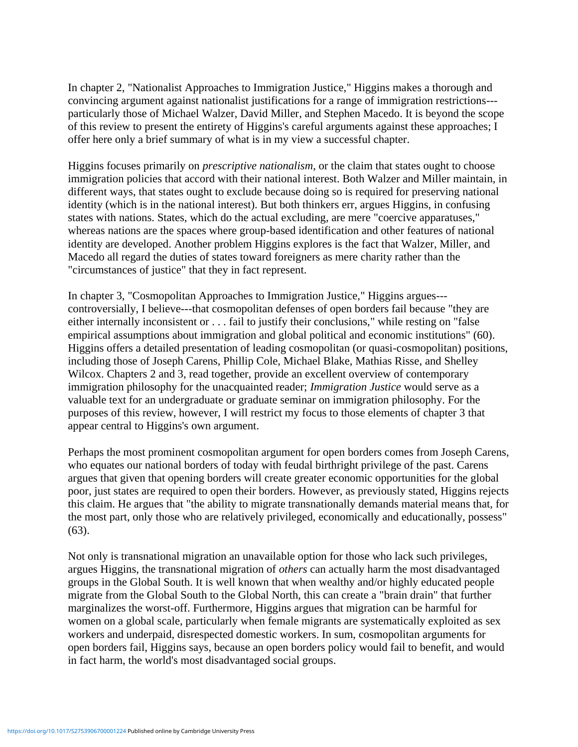In chapter 2, "Nationalist Approaches to Immigration Justice," Higgins makes a thorough and convincing argument against nationalist justifications for a range of immigration restrictions---particularly those of Michael Walzer, David Miller, and Stephen Macedo. It is beyond the scope of this review to present the entirety of Higgins's careful arguments against these approaches; I offer here only a brief summary of what is in my view a successful chapter.

Higgins focuses primarily on *prescriptive nationalism*, or the claim that states ought to choose immigration policies that accord with their national interest. Both Walzer and Miller maintain, in different ways, that states ought to exclude because doing so is required for preserving national identity (which is in the national interest). But both thinkers err, argues Higgins, in confusing states with nations. States, which do the actual excluding, are mere "coercive apparatuses," whereas nations are the spaces where group-based identification and other features of national identity are developed. Another problem Higgins explores is the fact that Walzer, Miller, and Macedo all regard the duties of states toward foreigners as mere charity rather than the "circumstances of justice" that they in fact represent.

In chapter 3, "Cosmopolitan Approaches to Immigration Justice," Higgins argues---controversially, I believe---that cosmopolitan defenses of open borders fail because "they are either internally inconsistent or . . . fail to justify their conclusions," while resting on "false empirical assumptions about immigration and global political and economic institutions" (60). Higgins offers a detailed presentation of leading cosmopolitan (or quasi-cosmopolitan) positions, including those of Joseph Carens, Phillip Cole, Michael Blake, Mathias Risse, and Shelley Wilcox. Chapters 2 and 3, read together, provide an excellent overview of contemporary immigration philosophy for the unacquainted reader; *Immigration Justice* would serve as a valuable text for an undergraduate or graduate seminar on immigration philosophy. For the purposes of this review, however, I will restrict my focus to those elements of chapter 3 that appear central to Higgins's own argument.

Perhaps the most prominent cosmopolitan argument for open borders comes from Joseph Carens, who equates our national borders of today with feudal birthright privilege of the past. Carens argues that given that opening borders will create greater economic opportunities for the global poor, just states are required to open their borders. However, as previously stated, Higgins rejects this claim. He argues that "the ability to migrate transnationally demands material means that, for the most part, only those who are relatively privileged, economically and educationally, possess" (63).

Not only is transnational migration an unavailable option for those who lack such privileges, argues Higgins, the transnational migration of *others* can actually harm the most disadvantaged groups in the Global South. It is well known that when wealthy and/or highly educated people migrate from the Global South to the Global North, this can create a "brain drain" that further marginalizes the worst-off. Furthermore, Higgins argues that migration can be harmful for women on a global scale, particularly when female migrants are systematically exploited as sex workers and underpaid, disrespected domestic workers. In sum, cosmopolitan arguments for open borders fail, Higgins says, because an open borders policy would fail to benefit, and would in fact harm, the world's most disadvantaged social groups.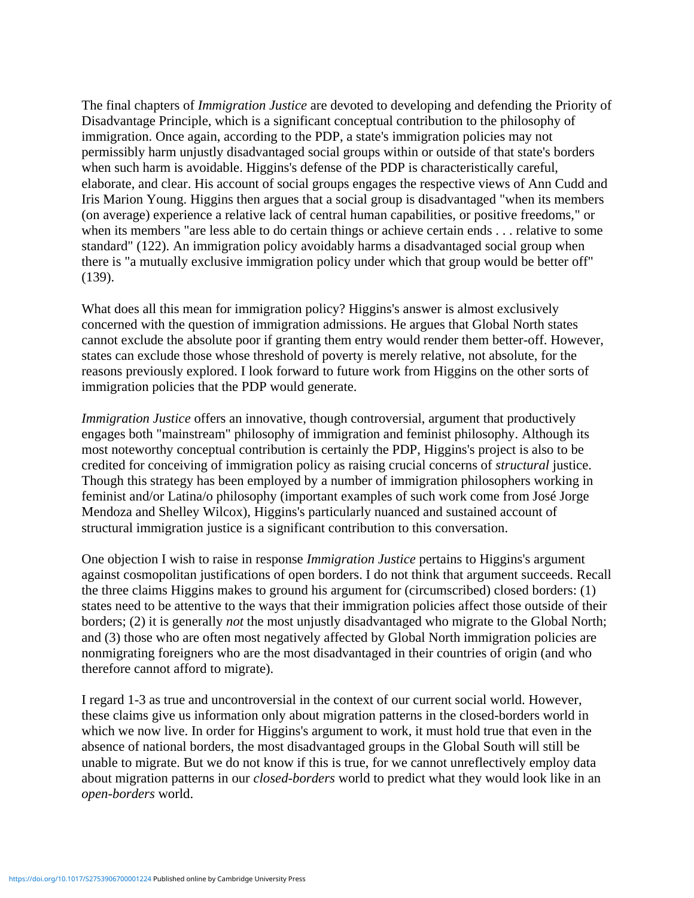The final chapters of *Immigration Justice* are devoted to developing and defending the Priority of Disadvantage Principle, which is a significant conceptual contribution to the philosophy of immigration. Once again, according to the PDP, a state's immigration policies may not permissibly harm unjustly disadvantaged social groups within or outside of that state's borders when such harm is avoidable. Higgins's defense of the PDP is characteristically careful, elaborate, and clear. His account of social groups engages the respective views of Ann Cudd and Iris Marion Young. Higgins then argues that a social group is disadvantaged "when its members (on average) experience a relative lack of central human capabilities, or positive freedoms," or when its members "are less able to do certain things or achieve certain ends . . . relative to some standard" (122). An immigration policy avoidably harms a disadvantaged social group when there is "a mutually exclusive immigration policy under which that group would be better off" (139).

What does all this mean for immigration policy? Higgins's answer is almost exclusively concerned with the question of immigration admissions. He argues that Global North states cannot exclude the absolute poor if granting them entry would render them better-off. However, states can exclude those whose threshold of poverty is merely relative, not absolute, for the reasons previously explored. I look forward to future work from Higgins on the other sorts of immigration policies that the PDP would generate.

*Immigration Justice* offers an innovative, though controversial, argument that productively engages both "mainstream" philosophy of immigration and feminist philosophy. Although its most noteworthy conceptual contribution is certainly the PDP, Higgins's project is also to be credited for conceiving of immigration policy as raising crucial concerns of *structural* justice. Though this strategy has been employed by a number of immigration philosophers working in feminist and/or Latina/o philosophy (important examples of such work come from José Jorge Mendoza and Shelley Wilcox), Higgins's particularly nuanced and sustained account of structural immigration justice is a significant contribution to this conversation.

One objection I wish to raise in response *Immigration Justice* pertains to Higgins's argument against cosmopolitan justifications of open borders. I do not think that argument succeeds. Recall the three claims Higgins makes to ground his argument for (circumscribed) closed borders: (1) states need to be attentive to the ways that their immigration policies affect those outside of their borders; (2) it is generally *not* the most unjustly disadvantaged who migrate to the Global North; and (3) those who are often most negatively affected by Global North immigration policies are nonmigrating foreigners who are the most disadvantaged in their countries of origin (and who therefore cannot afford to migrate).

I regard 1-3 as true and uncontroversial in the context of our current social world. However, these claims give us information only about migration patterns in the closed-borders world in which we now live. In order for Higgins's argument to work, it must hold true that even in the absence of national borders, the most disadvantaged groups in the Global South will still be unable to migrate. But we do not know if this is true, for we cannot unreflectively employ data about migration patterns in our *closed-borders* world to predict what they would look like in an *open-borders* world.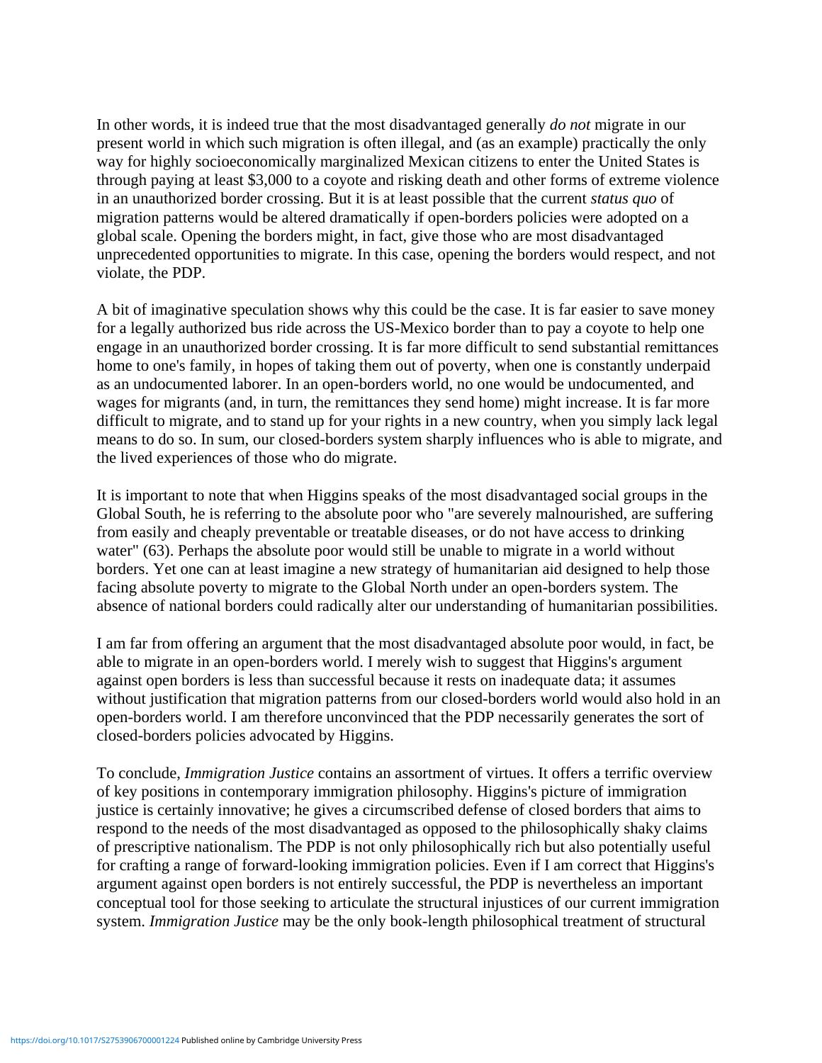In other words, it is indeed true that the most disadvantaged generally *do not* migrate in our present world in which such migration is often illegal, and (as an example) practically the only way for highly socioeconomically marginalized Mexican citizens to enter the United States is through paying at least $3,000 to a coyote and risking death and other forms of extreme violence in an unauthorized border crossing. But it is at least possible that the current *status quo* of migration patterns would be altered dramatically if open-borders policies were adopted on a global scale. Opening the borders might, in fact, give those who are most disadvantaged unprecedented opportunities to migrate. In this case, opening the borders would respect, and not violate, the PDP.

A bit of imaginative speculation shows why this could be the case. It is far easier to save money for a legally authorized bus ride across the US-Mexico border than to pay a coyote to help one engage in an unauthorized border crossing. It is far more difficult to send substantial remittances home to one's family, in hopes of taking them out of poverty, when one is constantly underpaid as an undocumented laborer. In an open-borders world, no one would be undocumented, and wages for migrants (and, in turn, the remittances they send home) might increase. It is far more difficult to migrate, and to stand up for your rights in a new country, when you simply lack legal means to do so. In sum, our closed-borders system sharply influences who is able to migrate, and the lived experiences of those who do migrate.

It is important to note that when Higgins speaks of the most disadvantaged social groups in the Global South, he is referring to the absolute poor who "are severely malnourished, are suffering from easily and cheaply preventable or treatable diseases, or do not have access to drinking water" (63). Perhaps the absolute poor would still be unable to migrate in a world without borders. Yet one can at least imagine a new strategy of humanitarian aid designed to help those facing absolute poverty to migrate to the Global North under an open-borders system. The absence of national borders could radically alter our understanding of humanitarian possibilities.

I am far from offering an argument that the most disadvantaged absolute poor would, in fact, be able to migrate in an open-borders world. I merely wish to suggest that Higgins's argument against open borders is less than successful because it rests on inadequate data; it assumes without justification that migration patterns from our closed-borders world would also hold in an open-borders world. I am therefore unconvinced that the PDP necessarily generates the sort of closed-borders policies advocated by Higgins.

To conclude, *Immigration Justice* contains an assortment of virtues. It offers a terrific overview of key positions in contemporary immigration philosophy. Higgins's picture of immigration justice is certainly innovative; he gives a circumscribed defense of closed borders that aims to respond to the needs of the most disadvantaged as opposed to the philosophically shaky claims of prescriptive nationalism. The PDP is not only philosophically rich but also potentially useful for crafting a range of forward-looking immigration policies. Even if I am correct that Higgins's argument against open borders is not entirely successful, the PDP is nevertheless an important conceptual tool for those seeking to articulate the structural injustices of our current immigration system. *Immigration Justice* may be the only book-length philosophical treatment of structural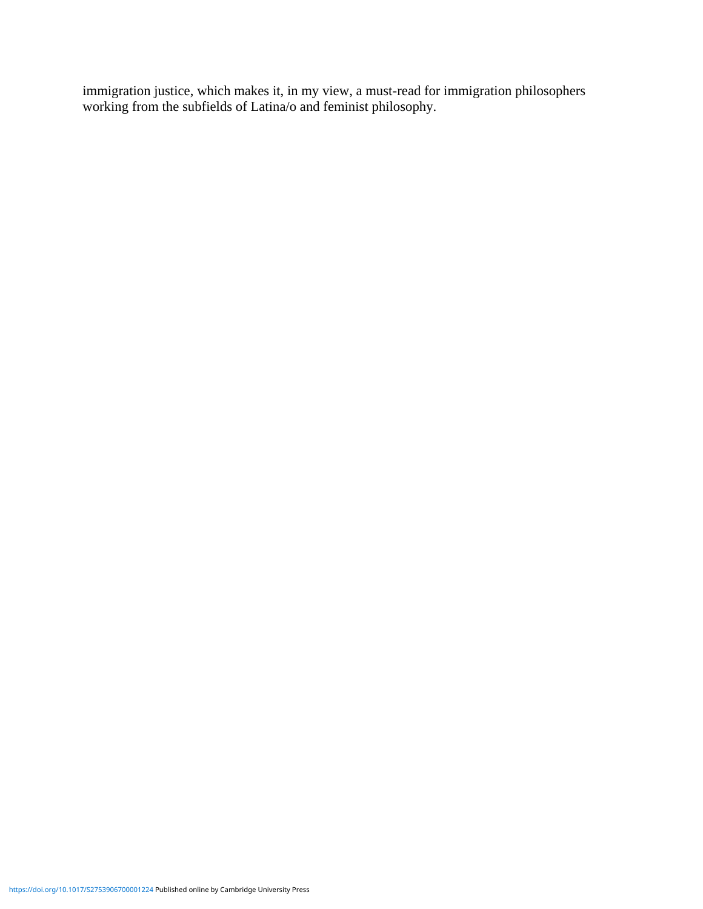immigration justice, which makes it, in my view, a must-read for immigration philosophers working from the subfields of Latina/o and feminist philosophy.